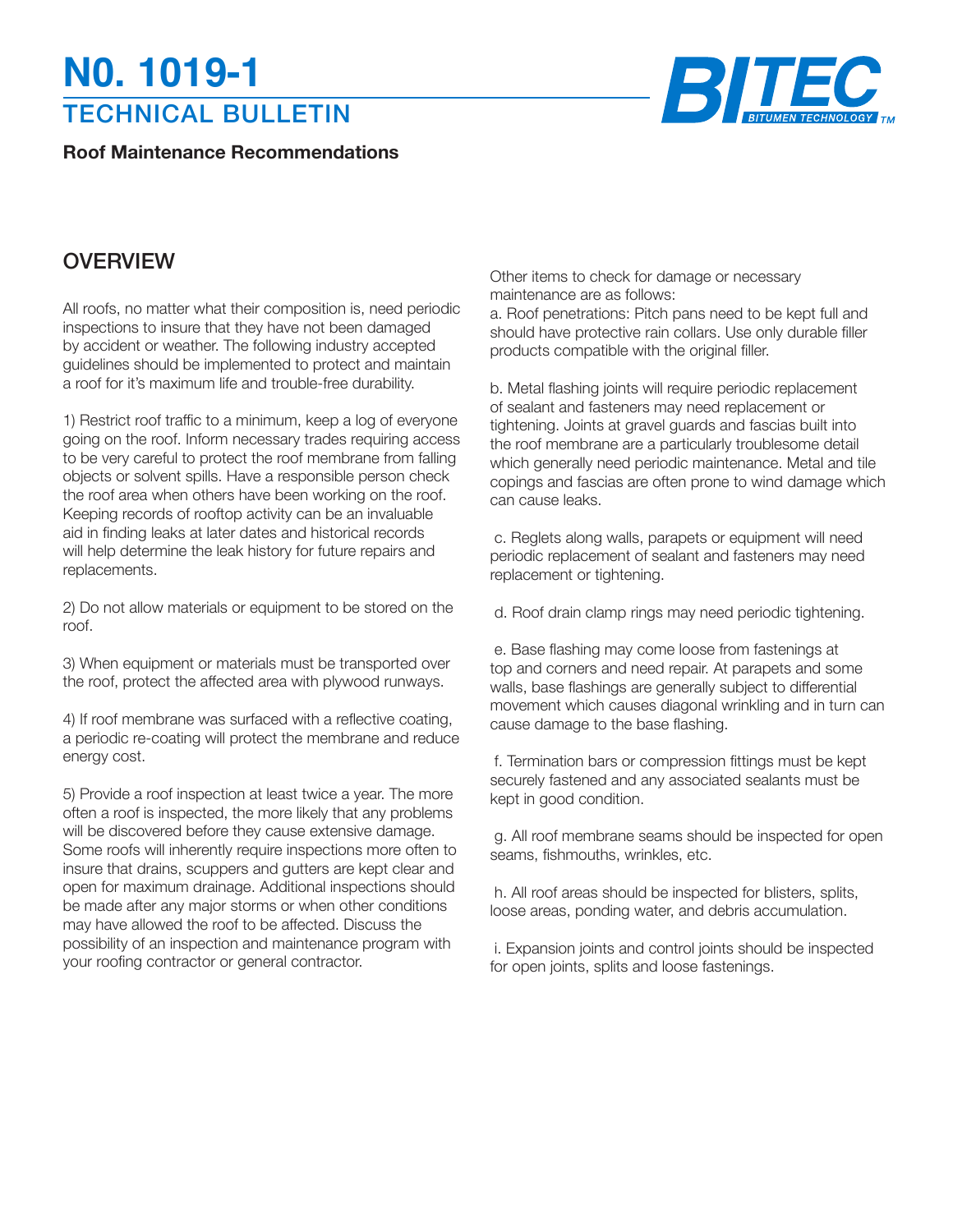# N0. 1019-1

## TECHNICAL BULLETIN

**Roof Maintenance Recommendations**

BITEC BITUMEN TECHNOLOGY TM

## OVERVIEW

All roofs, no matter what their composition is, need periodic inspections to insure that they have not been damaged by accident or weather. The following industry accepted guidelines should be implemented to protect and maintain a roof for it's maximum life and trouble-free durability.

1) Restrict roof traffic to a minimum, keep a log of everyone going on the roof. Inform necessary trades requiring access to be very careful to protect the roof membrane from falling objects or solvent spills. Have a responsible person check the roof area when others have been working on the roof. Keeping records of rooftop activity can be an invaluable aid in finding leaks at later dates and historical records will help determine the leak history for future repairs and replacements.

2) Do not allow materials or equipment to be stored on the roof.

3) When equipment or materials must be transported over the roof, protect the affected area with plywood runways.

4) If roof membrane was surfaced with a reflective coating, a periodic re-coating will protect the membrane and reduce energy cost.

5) Provide a roof inspection at least twice a year. The more often a roof is inspected, the more likely that any problems will be discovered before they cause extensive damage. Some roofs will inherently require inspections more often to insure that drains, scuppers and gutters are kept clear and open for maximum drainage. Additional inspections should be made after any major storms or when other conditions may have allowed the roof to be affected. Discuss the possibility of an inspection and maintenance program with your roofing contractor or general contractor.

Other items to check for damage or necessary maintenance are as follows:

a. Roof penetrations: Pitch pans need to be kept full and should have protective rain collars. Use only durable filler products compatible with the original filler.

b. Metal flashing joints will require periodic replacement of sealant and fasteners may need replacement or tightening. Joints at gravel guards and fascias built into the roof membrane are a particularly troublesome detail which generally need periodic maintenance. Metal and tile copings and fascias are often prone to wind damage which can cause leaks.

c. Reglets along walls, parapets or equipment will need periodic replacement of sealant and fasteners may need replacement or tightening.

d. Roof drain clamp rings may need periodic tightening.

e. Base flashing may come loose from fastenings at top and corners and need repair. At parapets and some walls, base flashings are generally subject to differential movement which causes diagonal wrinkling and in turn can cause damage to the base flashing.

f. Termination bars or compression fittings must be kept securely fastened and any associated sealants must be kept in good condition.

g. All roof membrane seams should be inspected for open seams, fishmouths, wrinkles, etc.

h. All roof areas should be inspected for blisters, splits, loose areas, ponding water, and debris accumulation.

i. Expansion joints and control joints should be inspected for open joints, splits and loose fastenings.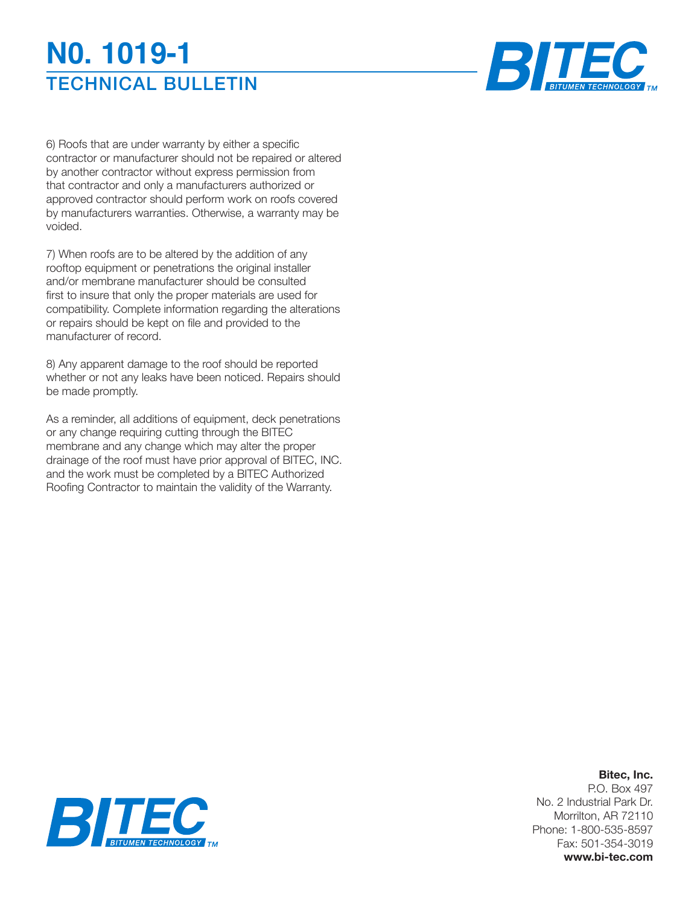# N0. 1019-1
## TECHNICAL BULLETIN

6) Roofs that are under warranty by either a specific contractor or manufacturer should not be repaired or altered by another contractor without express permission from that contractor and only a manufacturers authorized or approved contractor should perform work on roofs covered by manufacturers warranties. Otherwise, a warranty may be voided.

7) When roofs are to be altered by the addition of any rooftop equipment or penetrations the original installer and/or membrane manufacturer should be consulted first to insure that only the proper materials are used for compatibility. Complete information regarding the alterations or repairs should be kept on file and provided to the manufacturer of record.

8) Any apparent damage to the roof should be reported whether or not any leaks have been noticed. Repairs should be made promptly.

As a reminder, all additions of equipment, deck penetrations or any change requiring cutting through the BITEC membrane and any change which may alter the proper drainage of the roof must have prior approval of BITEC, INC. and the work must be completed by a BITEC Authorized Roofing Contractor to maintain the validity of the Warranty.

**Bitec, Inc.**
P.O. Box 497
No. 2 Industrial Park Dr.
Morrilton, AR 72110
Phone: 1-800-535-8597
Fax: 501-354-3019
**www.bi-tec.com**